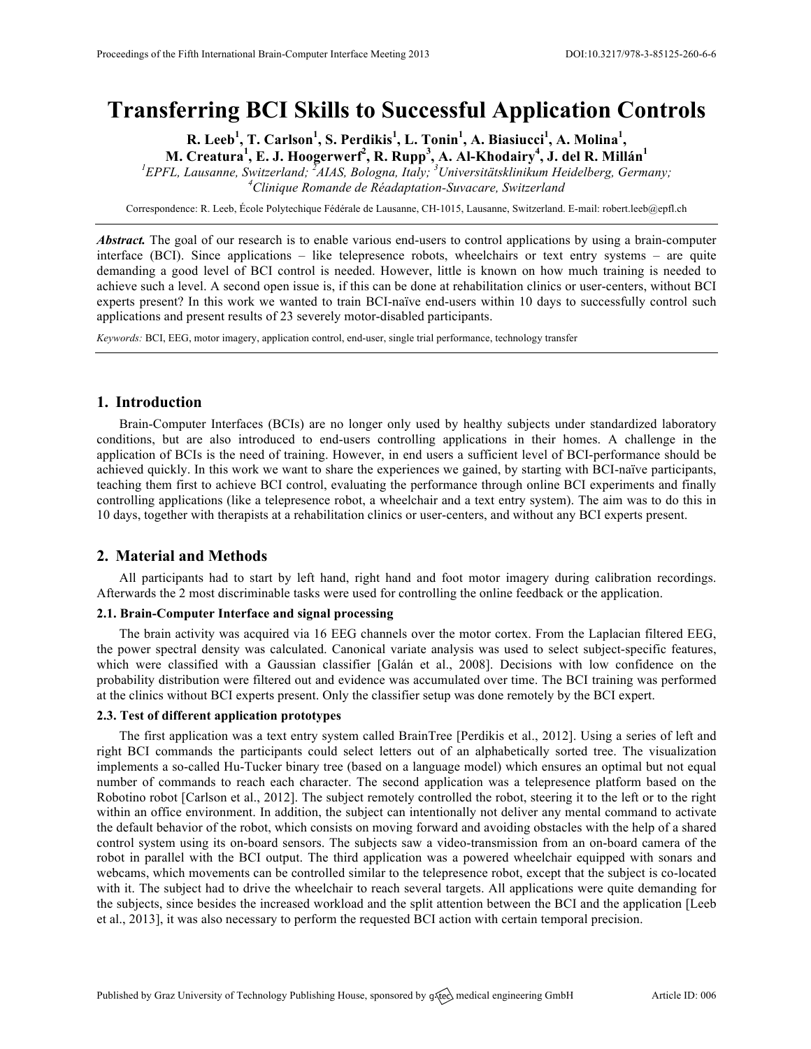# Transferring BCI Skills to Successful Application Controls

**R. Leeb[1], T. Carlson[1], S. Perdikis[1], L. Tonin[1], A. Biasiucci[1], A. Molina[1], M. Creatura[1], E. J. Hoogerwerf[2], R. Rupp[3], A. Al-Khodairy[4], J. del R. Millán[1]**

[1]*EPFL, Lausanne, Switzerland;* [2]*AIAS, Bologna, Italy;* [3]*Universitätsklinikum Heidelberg, Germany;* [4]*Clinique Romande de Réadaptation-Suvacare, Switzerland*

Correspondence: R. Leeb, École Polytechique Fédérale de Lausanne, CH-1015, Lausanne, Switzerland. E-mail: robert.leeb@epfl.ch

***Abstract.*** The goal of our research is to enable various end-users to control applications by using a brain-computer interface (BCI). Since applications – like telepresence robots, wheelchairs or text entry systems – are quite demanding a good level of BCI control is needed. However, little is known on how much training is needed to achieve such a level. A second open issue is, if this can be done at rehabilitation clinics or user-centers, without BCI experts present? In this work we wanted to train BCI-naïve end-users within 10 days to successfully control such applications and present results of 23 severely motor-disabled participants.

*Keywords:* BCI, EEG, motor imagery, application control, end-user, single trial performance, technology transfer

## 1. Introduction

Brain-Computer Interfaces (BCIs) are no longer only used by healthy subjects under standardized laboratory conditions, but are also introduced to end-users controlling applications in their homes. A challenge in the application of BCIs is the need of training. However, in end users a sufficient level of BCI-performance should be achieved quickly. In this work we want to share the experiences we gained, by starting with BCI-naïve participants, teaching them first to achieve BCI control, evaluating the performance through online BCI experiments and finally controlling applications (like a telepresence robot, a wheelchair and a text entry system). The aim was to do this in 10 days, together with therapists at a rehabilitation clinics or user-centers, and without any BCI experts present.

## 2. Material and Methods

All participants had to start by left hand, right hand and foot motor imagery during calibration recordings. Afterwards the 2 most discriminable tasks were used for controlling the online feedback or the application.

### 2.1. Brain-Computer Interface and signal processing

The brain activity was acquired via 16 EEG channels over the motor cortex. From the Laplacian filtered EEG, the power spectral density was calculated. Canonical variate analysis was used to select subject-specific features, which were classified with a Gaussian classifier [Galán et al., 2008]. Decisions with low confidence on the probability distribution were filtered out and evidence was accumulated over time. The BCI training was performed at the clinics without BCI experts present. Only the classifier setup was done remotely by the BCI expert.

### 2.3. Test of different application prototypes

The first application was a text entry system called BrainTree [Perdikis et al., 2012]. Using a series of left and right BCI commands the participants could select letters out of an alphabetically sorted tree. The visualization implements a so-called Hu-Tucker binary tree (based on a language model) which ensures an optimal but not equal number of commands to reach each character. The second application was a telepresence platform based on the Robotino robot [Carlson et al., 2012]. The subject remotely controlled the robot, steering it to the left or to the right within an office environment. In addition, the subject can intentionally not deliver any mental command to activate the default behavior of the robot, which consists on moving forward and avoiding obstacles with the help of a shared control system using its on-board sensors. The subjects saw a video-transmission from an on-board camera of the robot in parallel with the BCI output. The third application was a powered wheelchair equipped with sonars and webcams, which movements can be controlled similar to the telepresence robot, except that the subject is co-located with it. The subject had to drive the wheelchair to reach several targets. All applications were quite demanding for the subjects, since besides the increased workload and the split attention between the BCI and the application [Leeb et al., 2013], it was also necessary to perform the requested BCI action with certain temporal precision.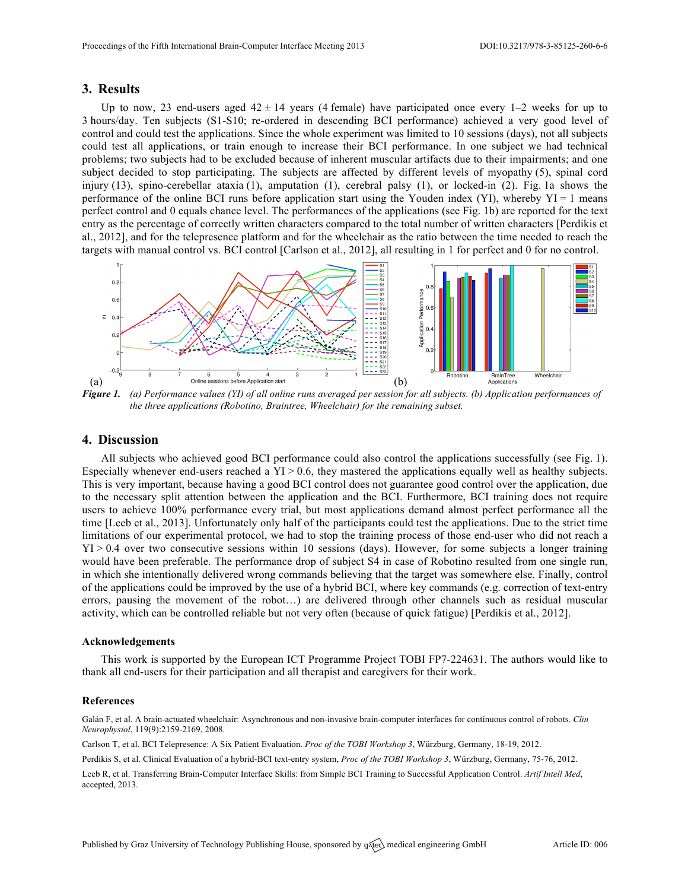## 3. Results

Up to now, 23 end-users aged 42 ± 14 years (4 female) have participated once every 1–2 weeks for up to 3 hours/day. Ten subjects (S1-S10; re-ordered in descending BCI performance) achieved a very good level of control and could test the applications. Since the whole experiment was limited to 10 sessions (days), not all subjects could test all applications, or train enough to increase their BCI performance. In one subject we had technical problems; two subjects had to be excluded because of inherent muscular artifacts due to their impairments; and one subject decided to stop participating. The subjects are affected by different levels of myopathy (5), spinal cord injury (13), spino-cerebellar ataxia (1), amputation (1), cerebral palsy (1), or locked-in (2). Fig. 1a shows the performance of the online BCI runs before application start using the Youden index (YI), whereby YI = 1 means perfect control and 0 equals chance level. The performances of the applications (see Fig. 1b) are reported for the text entry as the percentage of correctly written characters compared to the total number of written characters [Perdikis et al., 2012], and for the telepresence platform and for the wheelchair as the ratio between the time needed to reach the targets with manual control vs. BCI control [Carlson et al., 2012], all resulting in 1 for perfect and 0 for no control.

(a)
YI
1
0.8
0.6
0.4
0.2
0
−0.2
9 8 7 6 5 4 3 2 1
Online sessions before Application start
S1 S2 S3 S4 S5 S6 S7 S8 S9 S10 S11 S12 S13 S14 S15 S16 S17 S18 S19 S20 S21 S22 S23

(b)
Application Performance
1
0.8
0.6
0.4
0.2
0
Robotino BrainTree Wheelchair
Applications
S1 S2 S3 S4 S5 S6 S7 S8 S9 S10

***Figure 1.*** *(a) Performance values (YI) of all online runs averaged per session for all subjects. (b) Application performances of the three applications (Robotino, Braintree, Wheelchair) for the remaining subset.*

## 4. Discussion

All subjects who achieved good BCI performance could also control the applications successfully (see Fig. 1). Especially whenever end-users reached a YI > 0.6, they mastered the applications equally well as healthy subjects. This is very important, because having a good BCI control does not guarantee good control over the application, due to the necessary split attention between the application and the BCI. Furthermore, BCI training does not require users to achieve 100% performance every trial, but most applications demand almost perfect performance all the time [Leeb et al., 2013]. Unfortunately only half of the participants could test the applications. Due to the strict time limitations of our experimental protocol, we had to stop the training process of those end-user who did not reach a YI > 0.4 over two consecutive sessions within 10 sessions (days). However, for some subjects a longer training would have been preferable. The performance drop of subject S4 in case of Robotino resulted from one single run, in which she intentionally delivered wrong commands believing that the target was somewhere else. Finally, control of the applications could be improved by the use of a hybrid BCI, where key commands (e.g. correction of text-entry errors, pausing the movement of the robot…) are delivered through other channels such as residual muscular activity, which can be controlled reliable but not very often (because of quick fatigue) [Perdikis et al., 2012].

### Acknowledgements

This work is supported by the European ICT Programme Project TOBI FP7-224631. The authors would like to thank all end-users for their participation and all therapist and caregivers for their work.

### References

Galán F, et al. A brain-actuated wheelchair: Asynchronous and non-invasive brain-computer interfaces for continuous control of robots. *Clin Neurophysiol*, 119(9):2159-2169, 2008.

Carlson T, et al. BCI Telepresence: A Six Patient Evaluation. *Proc of the TOBI Workshop 3*, Würzburg, Germany, 18-19, 2012.

Perdikis S, et al. Clinical Evaluation of a hybrid-BCI text-entry system, *Proc of the TOBI Workshop 3*, Würzburg, Germany, 75-76, 2012.

Leeb R, et al. Transferring Brain-Computer Interface Skills: from Simple BCI Training to Successful Application Control. *Artif Intell Med*, accepted, 2013.